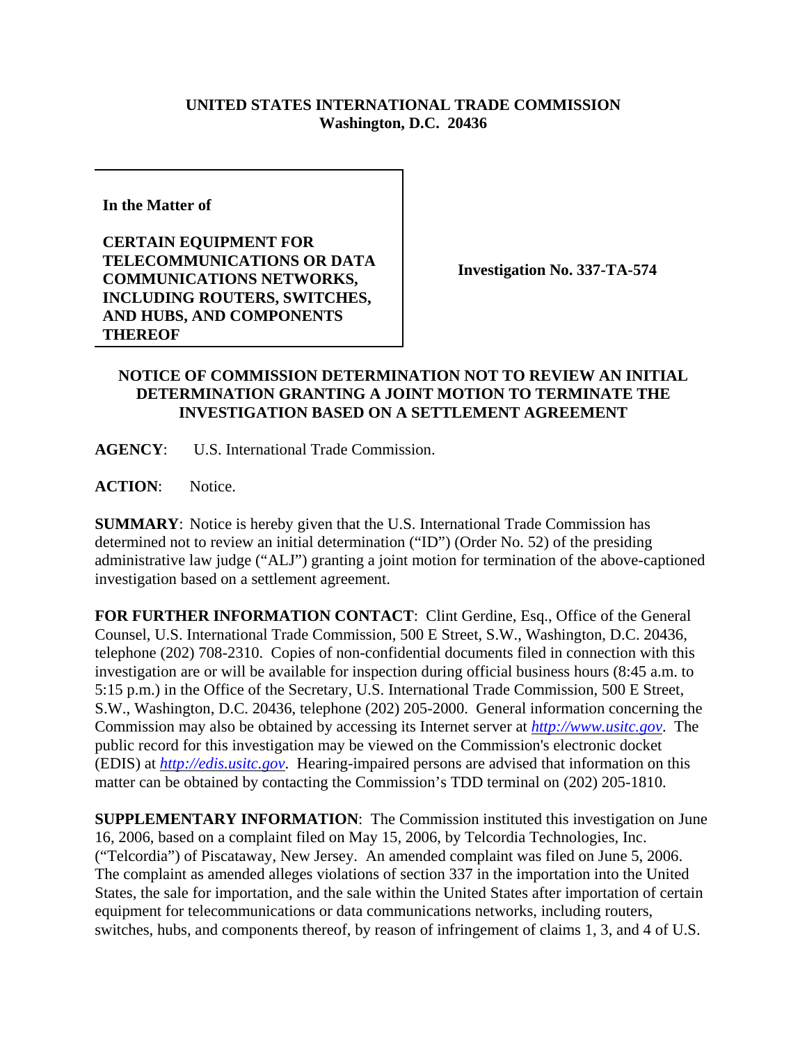**UNITED STATES INTERNATIONAL TRADE COMMISSION**
**Washington, D.C. 20436**

| | |
|---|---|
| **In the Matter of**<br><br>**CERTAIN EQUIPMENT FOR TELECOMMUNICATIONS OR DATA COMMUNICATIONS NETWORKS, INCLUDING ROUTERS, SWITCHES, AND HUBS, AND COMPONENTS THEREOF** | **Investigation No. 337-TA-574** |

**NOTICE OF COMMISSION DETERMINATION NOT TO REVIEW AN INITIAL DETERMINATION GRANTING A JOINT MOTION TO TERMINATE THE INVESTIGATION BASED ON A SETTLEMENT AGREEMENT**

**AGENCY**: U.S. International Trade Commission.

**ACTION**: Notice.

**SUMMARY**: Notice is hereby given that the U.S. International Trade Commission has determined not to review an initial determination ("ID") (Order No. 52) of the presiding administrative law judge ("ALJ") granting a joint motion for termination of the above-captioned investigation based on a settlement agreement.

**FOR FURTHER INFORMATION CONTACT**: Clint Gerdine, Esq., Office of the General Counsel, U.S. International Trade Commission, 500 E Street, S.W., Washington, D.C. 20436, telephone (202) 708-2310. Copies of non-confidential documents filed in connection with this investigation are or will be available for inspection during official business hours (8:45 a.m. to 5:15 p.m.) in the Office of the Secretary, U.S. International Trade Commission, 500 E Street, S.W., Washington, D.C. 20436, telephone (202) 205-2000. General information concerning the Commission may also be obtained by accessing its Internet server at *http://www.usitc.gov*. The public record for this investigation may be viewed on the Commission's electronic docket (EDIS) at *http://edis.usitc.gov*. Hearing-impaired persons are advised that information on this matter can be obtained by contacting the Commission's TDD terminal on (202) 205-1810.

**SUPPLEMENTARY INFORMATION**: The Commission instituted this investigation on June 16, 2006, based on a complaint filed on May 15, 2006, by Telcordia Technologies, Inc. ("Telcordia") of Piscataway, New Jersey. An amended complaint was filed on June 5, 2006. The complaint as amended alleges violations of section 337 in the importation into the United States, the sale for importation, and the sale within the United States after importation of certain equipment for telecommunications or data communications networks, including routers, switches, hubs, and components thereof, by reason of infringement of claims 1, 3, and 4 of U.S.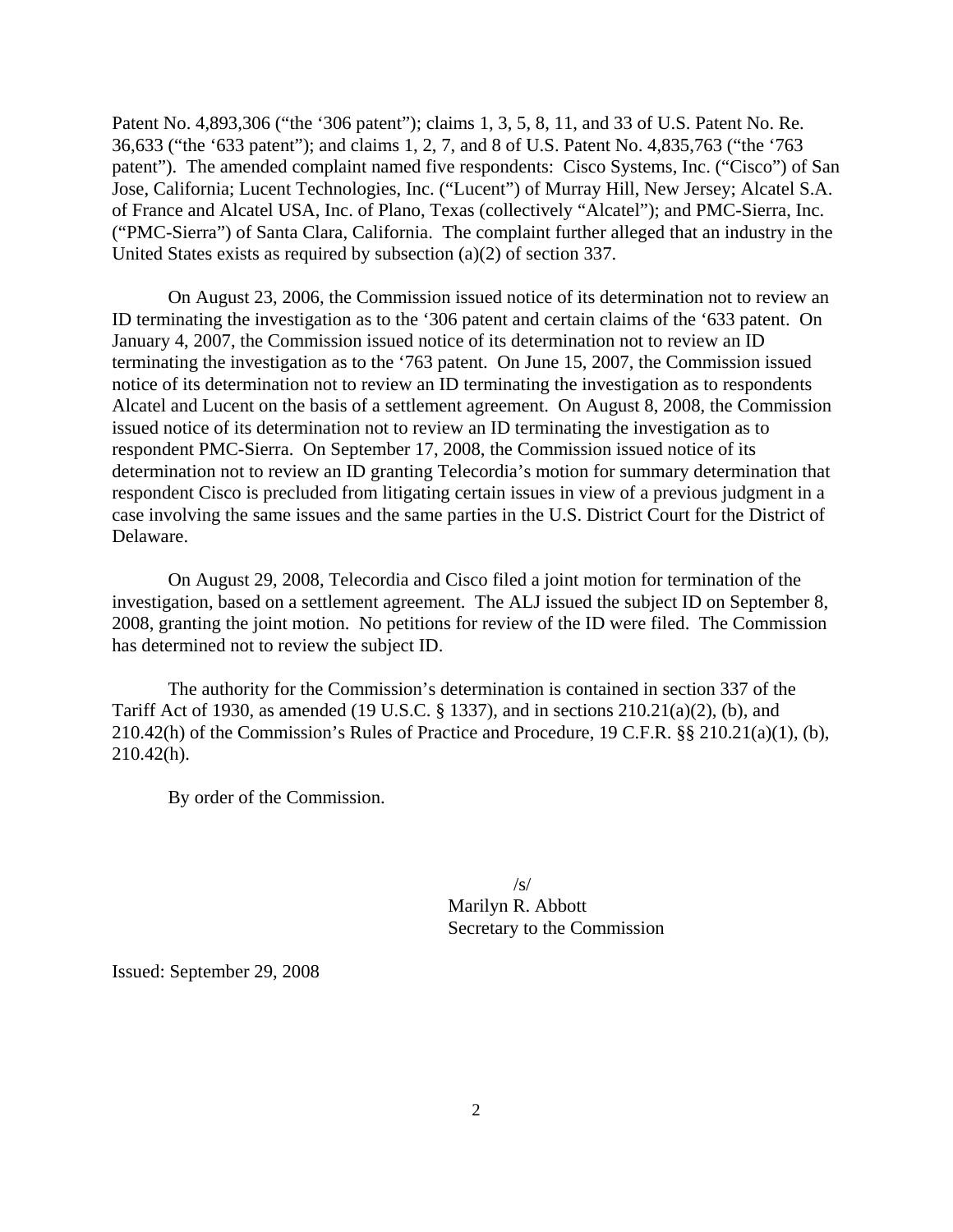Patent No. 4,893,306 ("the '306 patent"); claims 1, 3, 5, 8, 11, and 33 of U.S. Patent No. Re. 36,633 ("the '633 patent"); and claims 1, 2, 7, and 8 of U.S. Patent No. 4,835,763 ("the '763 patent"). The amended complaint named five respondents: Cisco Systems, Inc. ("Cisco") of San Jose, California; Lucent Technologies, Inc. ("Lucent") of Murray Hill, New Jersey; Alcatel S.A. of France and Alcatel USA, Inc. of Plano, Texas (collectively "Alcatel"); and PMC-Sierra, Inc. ("PMC-Sierra") of Santa Clara, California. The complaint further alleged that an industry in the United States exists as required by subsection (a)(2) of section 337.

On August 23, 2006, the Commission issued notice of its determination not to review an ID terminating the investigation as to the '306 patent and certain claims of the '633 patent. On January 4, 2007, the Commission issued notice of its determination not to review an ID terminating the investigation as to the '763 patent. On June 15, 2007, the Commission issued notice of its determination not to review an ID terminating the investigation as to respondents Alcatel and Lucent on the basis of a settlement agreement. On August 8, 2008, the Commission issued notice of its determination not to review an ID terminating the investigation as to respondent PMC-Sierra. On September 17, 2008, the Commission issued notice of its determination not to review an ID granting Telecordia's motion for summary determination that respondent Cisco is precluded from litigating certain issues in view of a previous judgment in a case involving the same issues and the same parties in the U.S. District Court for the District of Delaware.

On August 29, 2008, Telecordia and Cisco filed a joint motion for termination of the investigation, based on a settlement agreement. The ALJ issued the subject ID on September 8, 2008, granting the joint motion. No petitions for review of the ID were filed. The Commission has determined not to review the subject ID.

The authority for the Commission's determination is contained in section 337 of the Tariff Act of 1930, as amended (19 U.S.C. § 1337), and in sections 210.21(a)(2), (b), and 210.42(h) of the Commission's Rules of Practice and Procedure, 19 C.F.R. §§ 210.21(a)(1), (b), 210.42(h).

By order of the Commission.

/s/
Marilyn R. Abbott
Secretary to the Commission

Issued: September 29, 2008